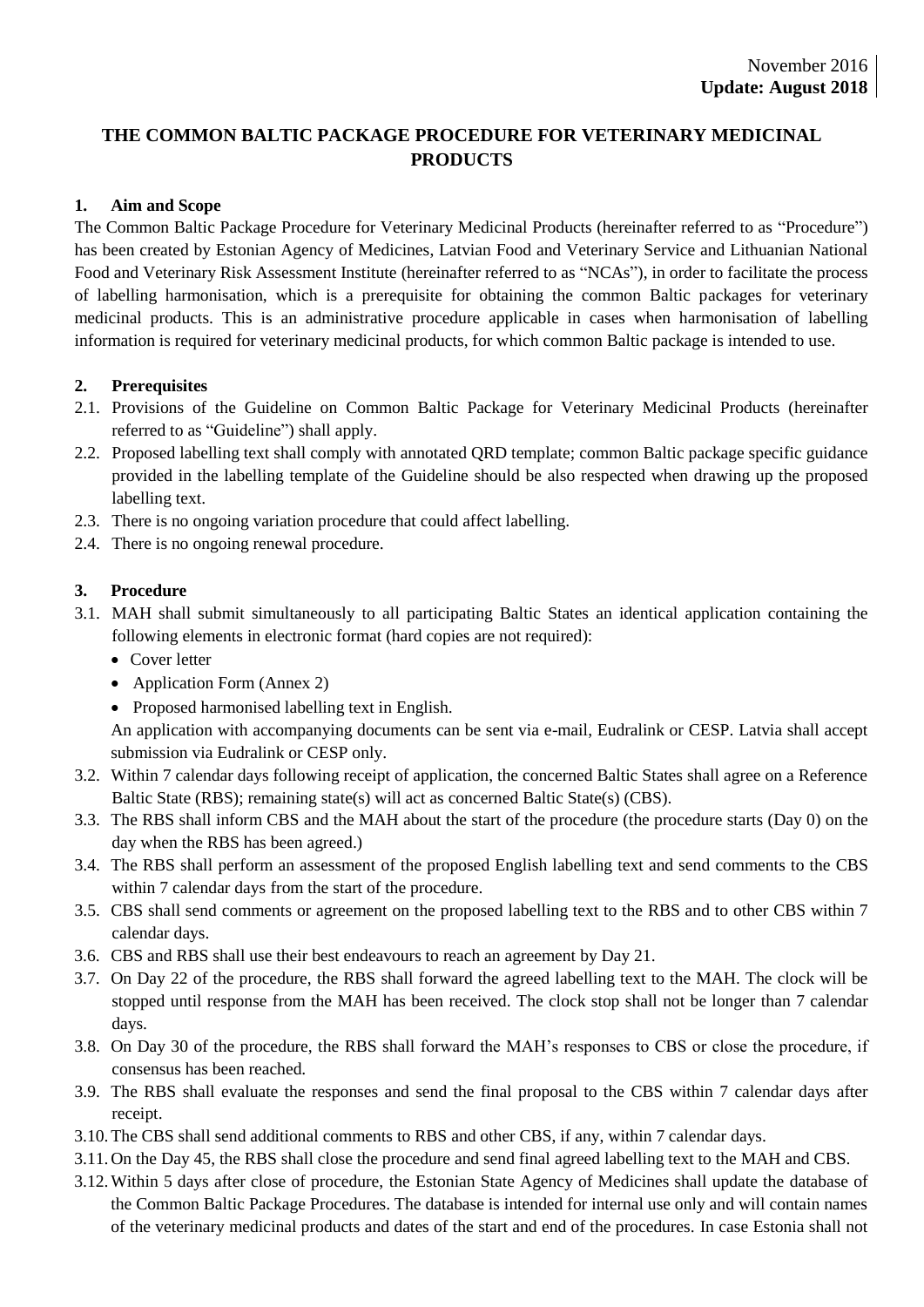November 2016
**Update: August 2018**

# THE COMMON BALTIC PACKAGE PROCEDURE FOR VETERINARY MEDICINAL PRODUCTS

## 1. Aim and Scope

The Common Baltic Package Procedure for Veterinary Medicinal Products (hereinafter referred to as "Procedure") has been created by Estonian Agency of Medicines, Latvian Food and Veterinary Service and Lithuanian National Food and Veterinary Risk Assessment Institute (hereinafter referred to as "NCAs"), in order to facilitate the process of labelling harmonisation, which is a prerequisite for obtaining the common Baltic packages for veterinary medicinal products. This is an administrative procedure applicable in cases when harmonisation of labelling information is required for veterinary medicinal products, for which common Baltic package is intended to use.

## 2. Prerequisites

2.1. Provisions of the Guideline on Common Baltic Package for Veterinary Medicinal Products (hereinafter referred to as "Guideline") shall apply.

2.2. Proposed labelling text shall comply with annotated QRD template; common Baltic package specific guidance provided in the labelling template of the Guideline should be also respected when drawing up the proposed labelling text.

2.3. There is no ongoing variation procedure that could affect labelling.

2.4. There is no ongoing renewal procedure.

## 3. Procedure

3.1. MAH shall submit simultaneously to all participating Baltic States an identical application containing the following elements in electronic format (hard copies are not required):

- Cover letter
- Application Form (Annex 2)
- Proposed harmonised labelling text in English.

An application with accompanying documents can be sent via e-mail, Eudralink or CESP. Latvia shall accept submission via Eudralink or CESP only.

3.2. Within 7 calendar days following receipt of application, the concerned Baltic States shall agree on a Reference Baltic State (RBS); remaining state(s) will act as concerned Baltic State(s) (CBS).

3.3. The RBS shall inform CBS and the MAH about the start of the procedure (the procedure starts (Day 0) on the day when the RBS has been agreed.)

3.4. The RBS shall perform an assessment of the proposed English labelling text and send comments to the CBS within 7 calendar days from the start of the procedure.

3.5. CBS shall send comments or agreement on the proposed labelling text to the RBS and to other CBS within 7 calendar days.

3.6. CBS and RBS shall use their best endeavours to reach an agreement by Day 21.

3.7. On Day 22 of the procedure, the RBS shall forward the agreed labelling text to the MAH. The clock will be stopped until response from the MAH has been received. The clock stop shall not be longer than 7 calendar days.

3.8. On Day 30 of the procedure, the RBS shall forward the MAH's responses to CBS or close the procedure, if consensus has been reached.

3.9. The RBS shall evaluate the responses and send the final proposal to the CBS within 7 calendar days after receipt.

3.10. The CBS shall send additional comments to RBS and other CBS, if any, within 7 calendar days.

3.11. On the Day 45, the RBS shall close the procedure and send final agreed labelling text to the MAH and CBS.

3.12. Within 5 days after close of procedure, the Estonian State Agency of Medicines shall update the database of the Common Baltic Package Procedures. The database is intended for internal use only and will contain names of the veterinary medicinal products and dates of the start and end of the procedures. In case Estonia shall not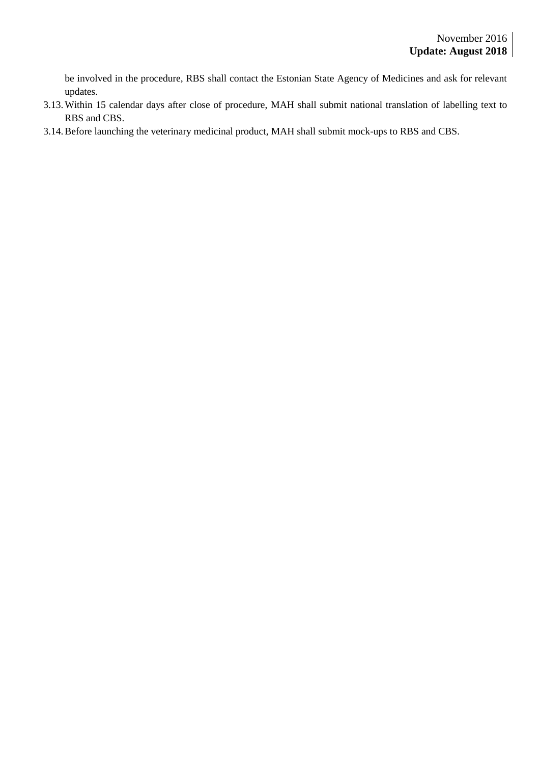be involved in the procedure, RBS shall contact the Estonian State Agency of Medicines and ask for relevant updates.

3.13. Within 15 calendar days after close of procedure, MAH shall submit national translation of labelling text to RBS and CBS.

3.14. Before launching the veterinary medicinal product, MAH shall submit mock-ups to RBS and CBS.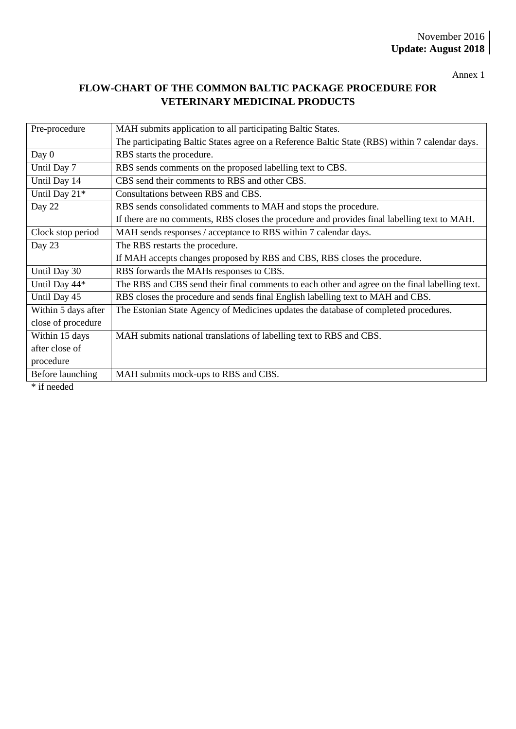November 2016
**Update: August 2018**

Annex 1

# FLOW-CHART OF THE COMMON BALTIC PACKAGE PROCEDURE FOR VETERINARY MEDICINAL PRODUCTS

| | |
|---|---|
| Pre-procedure | MAH submits application to all participating Baltic States.<br>The participating Baltic States agree on a Reference Baltic State (RBS) within 7 calendar days. |
| Day 0 | RBS starts the procedure. |
| Until Day 7 | RBS sends comments on the proposed labelling text to CBS. |
| Until Day 14 | CBS send their comments to RBS and other CBS. |
| Until Day 21* | Consultations between RBS and CBS. |
| Day 22 | RBS sends consolidated comments to MAH and stops the procedure.<br>If there are no comments, RBS closes the procedure and provides final labelling text to MAH. |
| Clock stop period | MAH sends responses / acceptance to RBS within 7 calendar days. |
| Day 23 | The RBS restarts the procedure.<br>If MAH accepts changes proposed by RBS and CBS, RBS closes the procedure. |
| Until Day 30 | RBS forwards the MAHs responses to CBS. |
| Until Day 44* | The RBS and CBS send their final comments to each other and agree on the final labelling text. |
| Until Day 45 | RBS closes the procedure and sends final English labelling text to MAH and CBS. |
| Within 5 days after close of procedure | The Estonian State Agency of Medicines updates the database of completed procedures. |
| Within 15 days after close of procedure | MAH submits national translations of labelling text to RBS and CBS. |
| Before launching | MAH submits mock-ups to RBS and CBS. |

* if needed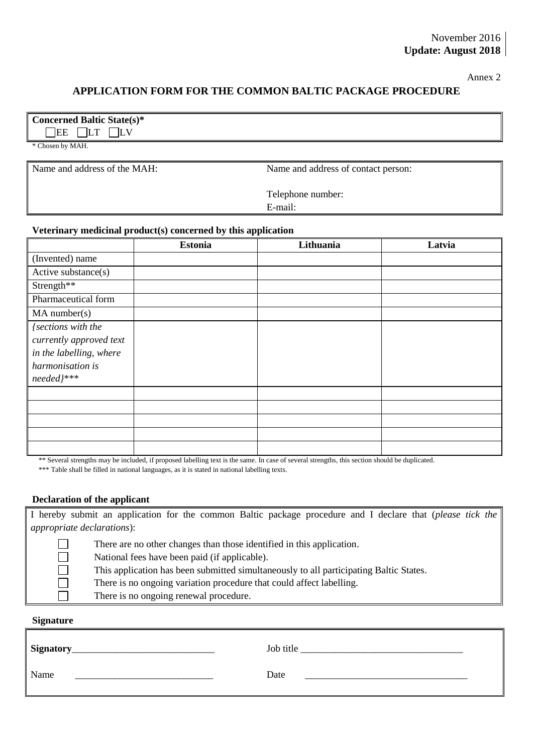November 2016
**Update: August 2018**

Annex 2

# APPLICATION FORM FOR THE COMMON BALTIC PACKAGE PROCEDURE

**Concerned Baltic State(s)***
☐EE ☐LT ☐LV

* Chosen by MAH.

| | |
|---|---|
| Name and address of the MAH: | Name and address of contact person:<br><br>Telephone number:<br>E-mail: |

**Veterinary medicinal product(s) concerned by this application**

| | Estonia | Lithuania | Latvia |
|---|---|---|---|
| (Invented) name | | | |
| Active substance(s) | | | |
| Strength** | | | |
| Pharmaceutical form | | | |
| MA number(s) | | | |
| *{sections with the currently approved text in the labelling, where harmonisation is needed}****** | | | |
| | | | |
| | | | |
| | | | |
| | | | |
| | | | |

** Several strengths may be included, if proposed labelling text is the same. In case of several strengths, this section should be duplicated.

*** Table shall be filled in national languages, as it is stated in national labelling texts.

**Declaration of the applicant**

I hereby submit an application for the common Baltic package procedure and I declare that (*please tick the appropriate declarations*):

- ☐ There are no other changes than those identified in this application.
- ☐ National fees have been paid (if applicable).
- ☐ This application has been submitted simultaneously to all participating Baltic States.
- ☐ There is no ongoing variation procedure that could affect labelling.
- ☐ There is no ongoing renewal procedure.

**Signature**

**Signatory**_____________________________ Job title _________________________________

Name _____________________________ Date _________________________________